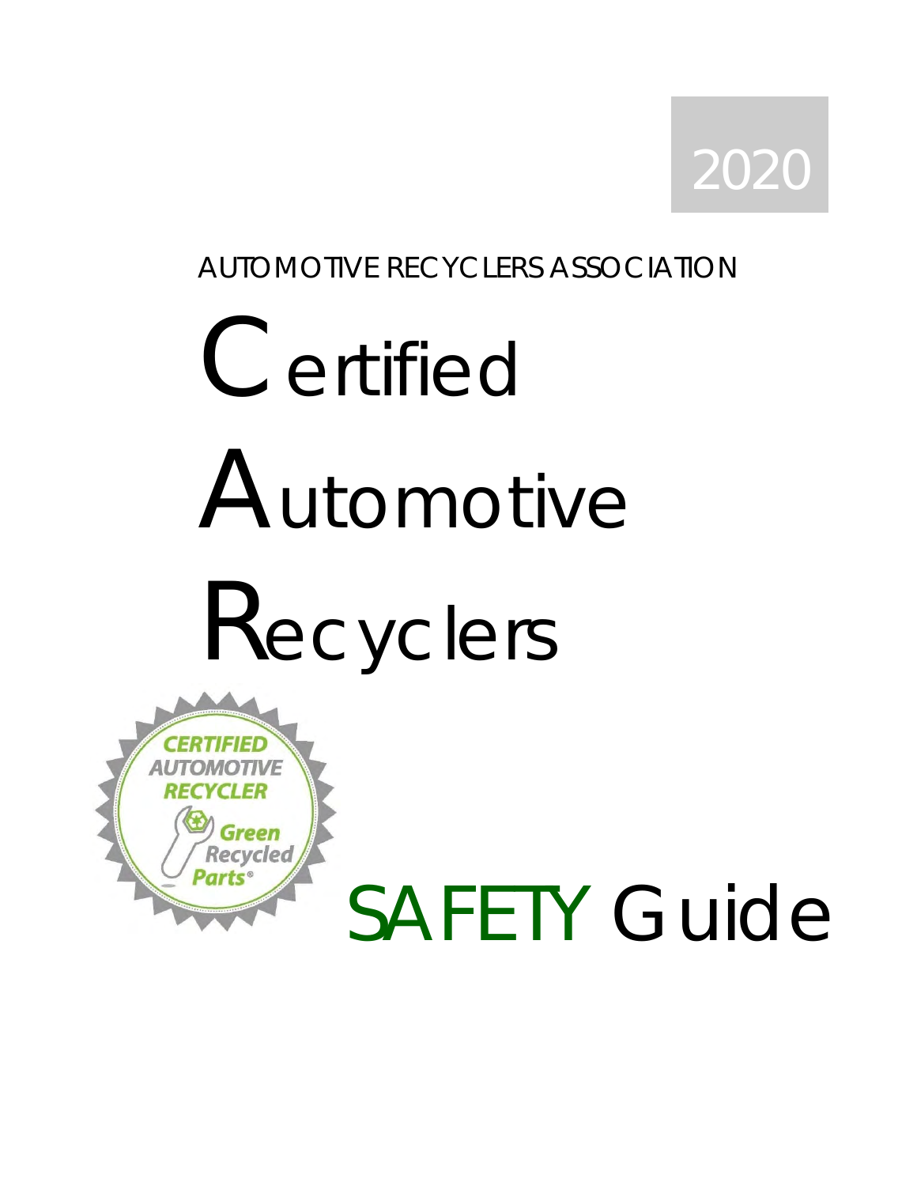2020

AUTOMOTIVE RECYCLERS ASSOCIATION

# Certified Automotive Recyclers

# SAFETY Guide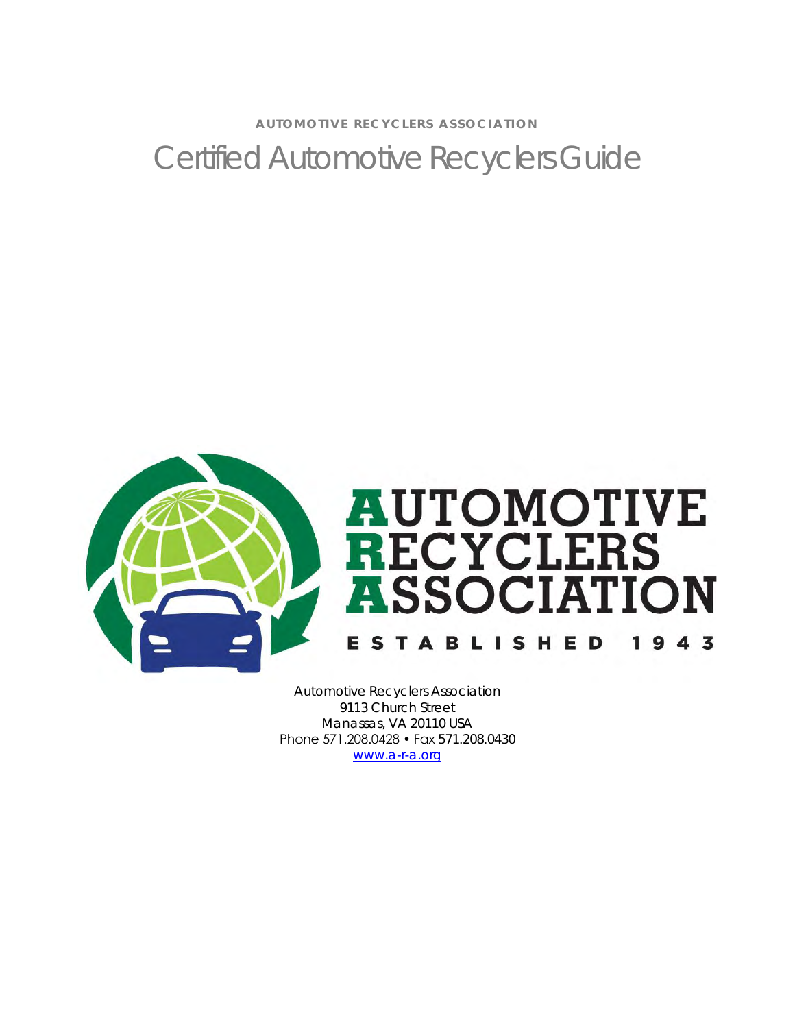AUTOMOTIVE RECYCLERS ASSOCIATION

# Certified Automotive Recyclers Guide

AUTOMOTIVE RECYCLERS ASSOCIATION

ESTABLISHED 1943

Automotive Recyclers Association
9113 Church Street
Manassas, VA 20110 USA
Phone 571.208.0428 • Fax 571.208.0430
www.a-r-a.org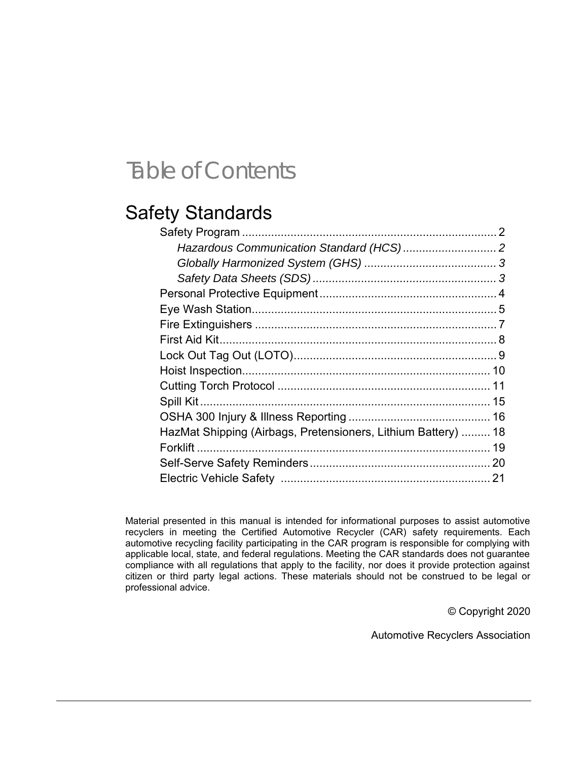# Table of Contents

## Safety Standards

- Safety Program .............................................................................. 2
  - *Hazardous Communication Standard (HCS)* ............................ 2
  - *Globally Harmonized System (GHS)* ........................................ 3
  - *Safety Data Sheets (SDS)* ........................................................ 3
- Personal Protective Equipment ...................................................... 4
- Eye Wash Station ........................................................................... 5
- Fire Extinguishers .......................................................................... 7
- First Aid Kit ..................................................................................... 8
- Lock Out Tag Out (LOTO) .............................................................. 9
- Hoist Inspection ............................................................................ 10
- Cutting Torch Protocol ................................................................. 11
- Spill Kit ......................................................................................... 15
- OSHA 300 Injury & Illness Reporting ........................................... 16
- HazMat Shipping (Airbags, Pretensioners, Lithium Battery) ......... 18
- Forklift .......................................................................................... 19
- Self-Serve Safety Reminders ........................................................ 20
- Electric Vehicle Safety ................................................................ 21

Material presented in this manual is intended for informational purposes to assist automotive recyclers in meeting the Certified Automotive Recycler (CAR) safety requirements. Each automotive recycling facility participating in the CAR program is responsible for complying with applicable local, state, and federal regulations. Meeting the CAR standards does not guarantee compliance with all regulations that apply to the facility, nor does it provide protection against citizen or third party legal actions. These materials should not be construed to be legal or professional advice.

© Copyright 2020

Automotive Recyclers Association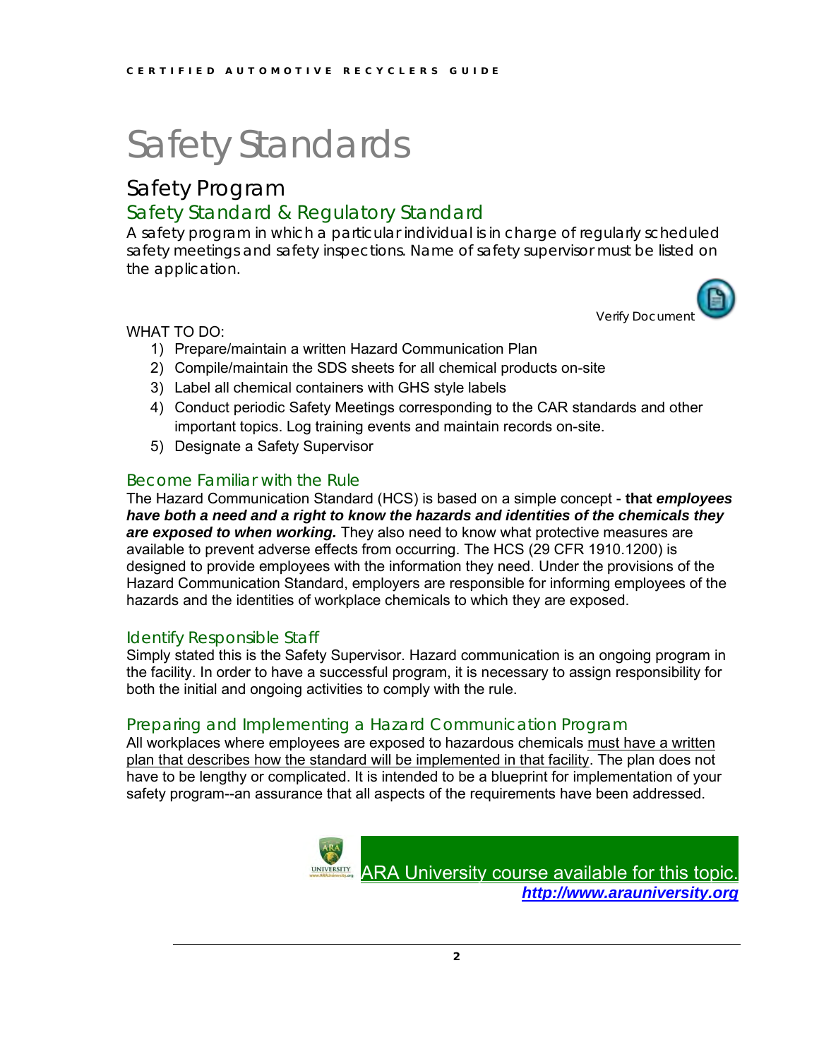# Safety Standards

## Safety Program

### Safety Standard & Regulatory Standard

A safety program in which a particular individual is in charge of regularly scheduled safety meetings and safety inspections. Name of safety supervisor must be listed on the application.

Verify Document

WHAT TO DO:

1) Prepare/maintain a written Hazard Communication Plan
2) Compile/maintain the SDS sheets for all chemical products on-site
3) Label all chemical containers with GHS style labels
4) Conduct periodic Safety Meetings corresponding to the CAR standards and other important topics. Log training events and maintain records on-site.
5) Designate a Safety Supervisor

### Become Familiar with the Rule

The Hazard Communication Standard (HCS) is based on a simple concept - **that *employees have both a need and a right to know the hazards and identities of the chemicals they are exposed to when working.*** They also need to know what protective measures are available to prevent adverse effects from occurring. The HCS (29 CFR 1910.1200) is designed to provide employees with the information they need. Under the provisions of the Hazard Communication Standard, employers are responsible for informing employees of the hazards and the identities of workplace chemicals to which they are exposed.

### Identify Responsible Staff

Simply stated this is the Safety Supervisor. Hazard communication is an ongoing program in the facility. In order to have a successful program, it is necessary to assign responsibility for both the initial and ongoing activities to comply with the rule.

### Preparing and Implementing a Hazard Communication Program

All workplaces where employees are exposed to hazardous chemicals must have a written plan that describes how the standard will be implemented in that facility. The plan does not have to be lengthy or complicated. It is intended to be a blueprint for implementation of your safety program--an assurance that all aspects of the requirements have been addressed.

ARA University course available for this topic.
***http://www.arauniversity.org***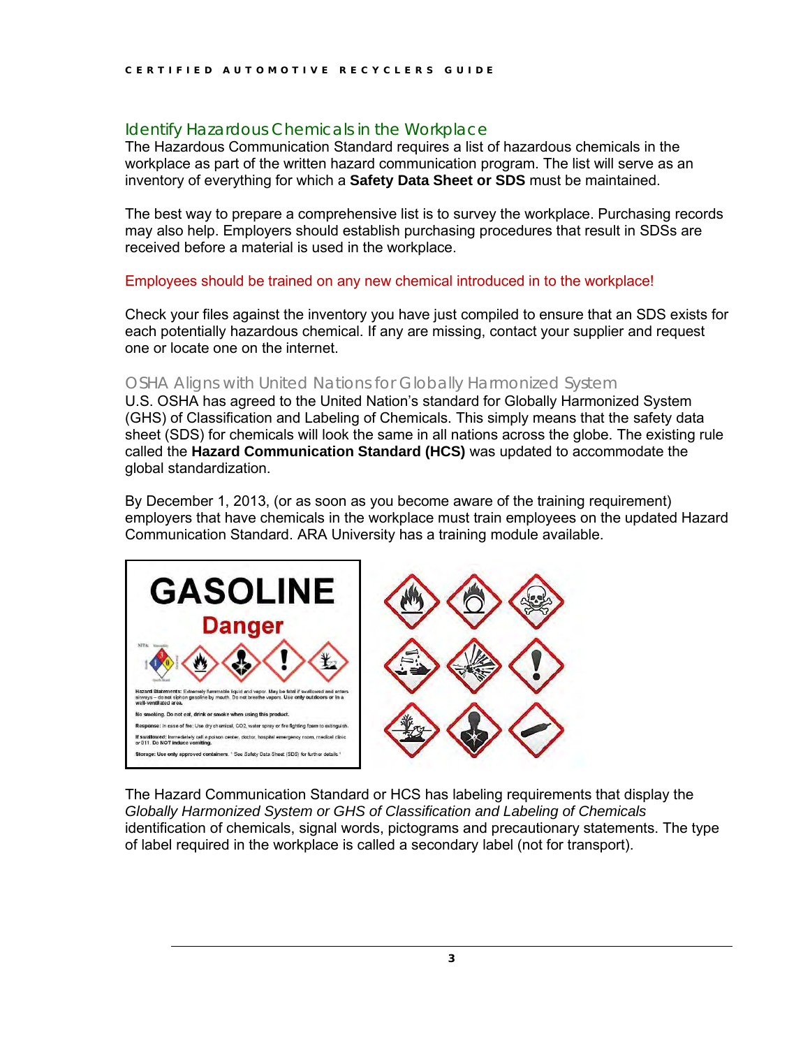## Identify Hazardous Chemicals in the Workplace

The Hazardous Communication Standard requires a list of hazardous chemicals in the workplace as part of the written hazard communication program. The list will serve as an inventory of everything for which a **Safety Data Sheet or SDS** must be maintained.

The best way to prepare a comprehensive list is to survey the workplace. Purchasing records may also help. Employers should establish purchasing procedures that result in SDSs are received before a material is used in the workplace.

Employees should be trained on any new chemical introduced in to the workplace!

Check your files against the inventory you have just compiled to ensure that an SDS exists for each potentially hazardous chemical. If any are missing, contact your supplier and request one or locate one on the internet.

### OSHA Aligns with United Nations for Globally Harmonized System

U.S. OSHA has agreed to the United Nation's standard for Globally Harmonized System (GHS) of Classification and Labeling of Chemicals. This simply means that the safety data sheet (SDS) for chemicals will look the same in all nations across the globe. The existing rule called the **Hazard Communication Standard (HCS)** was updated to accommodate the global standardization.

By December 1, 2013, (or as soon as you become aware of the training requirement) employers that have chemicals in the workplace must train employees on the updated Hazard Communication Standard. ARA University has a training module available.

The Hazard Communication Standard or HCS has labeling requirements that display the *Globally Harmonized System or GHS of Classification and Labeling of Chemicals* identification of chemicals, signal words, pictograms and precautionary statements. The type of label required in the workplace is called a secondary label (not for transport).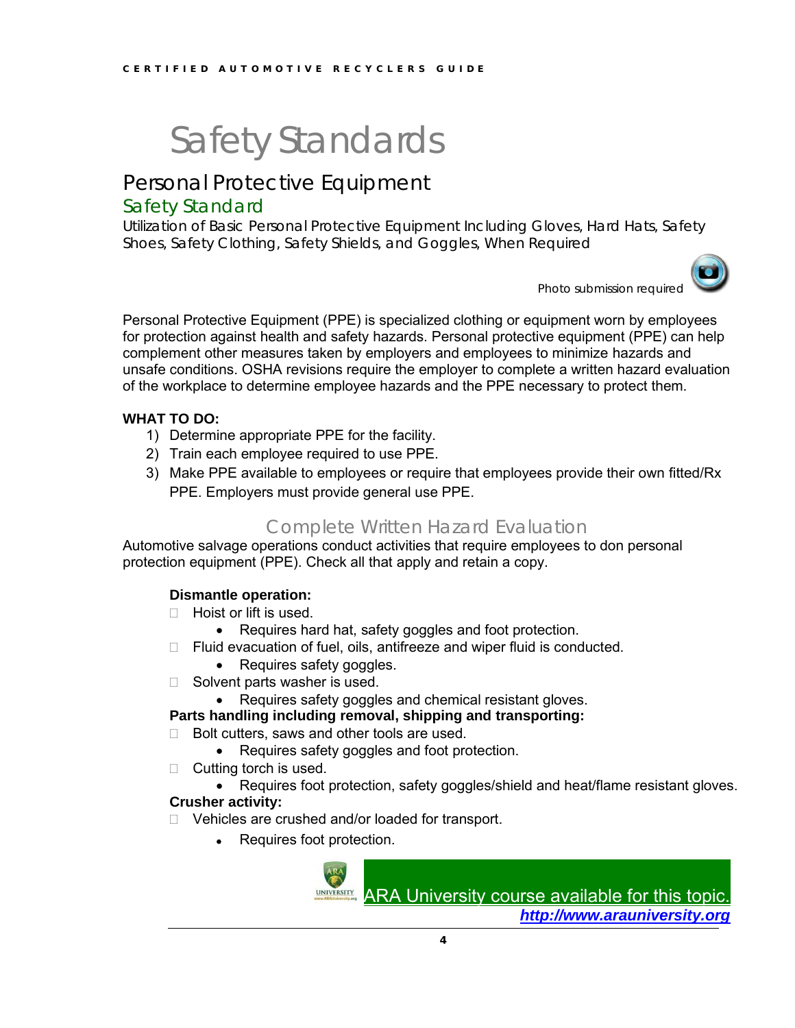# Safety Standards

## Personal Protective Equipment

### Safety Standard

Utilization of Basic Personal Protective Equipment Including Gloves, Hard Hats, Safety Shoes, Safety Clothing, Safety Shields, and Goggles, When Required

Photo submission required

Personal Protective Equipment (PPE) is specialized clothing or equipment worn by employees for protection against health and safety hazards. Personal protective equipment (PPE) can help complement other measures taken by employers and employees to minimize hazards and unsafe conditions. OSHA revisions require the employer to complete a written hazard evaluation of the workplace to determine employee hazards and the PPE necessary to protect them.

**WHAT TO DO:**

1) Determine appropriate PPE for the facility.
2) Train each employee required to use PPE.
3) Make PPE available to employees or require that employees provide their own fitted/Rx PPE. Employers must provide general use PPE.

### Complete Written Hazard Evaluation

Automotive salvage operations conduct activities that require employees to don personal protection equipment (PPE). Check all that apply and retain a copy.

**Dismantle operation:**

- ☐ Hoist or lift is used.
  - Requires hard hat, safety goggles and foot protection.
- ☐ Fluid evacuation of fuel, oils, antifreeze and wiper fluid is conducted.
  - Requires safety goggles.
- ☐ Solvent parts washer is used.
  - Requires safety goggles and chemical resistant gloves.

**Parts handling including removal, shipping and transporting:**

- ☐ Bolt cutters, saws and other tools are used.
  - Requires safety goggles and foot protection.
- ☐ Cutting torch is used.
  - Requires foot protection, safety goggles/shield and heat/flame resistant gloves.

**Crusher activity:**

- ☐ Vehicles are crushed and/or loaded for transport.
  - Requires foot protection.

ARA University course available for this topic.
***http://www.arauniversity.org***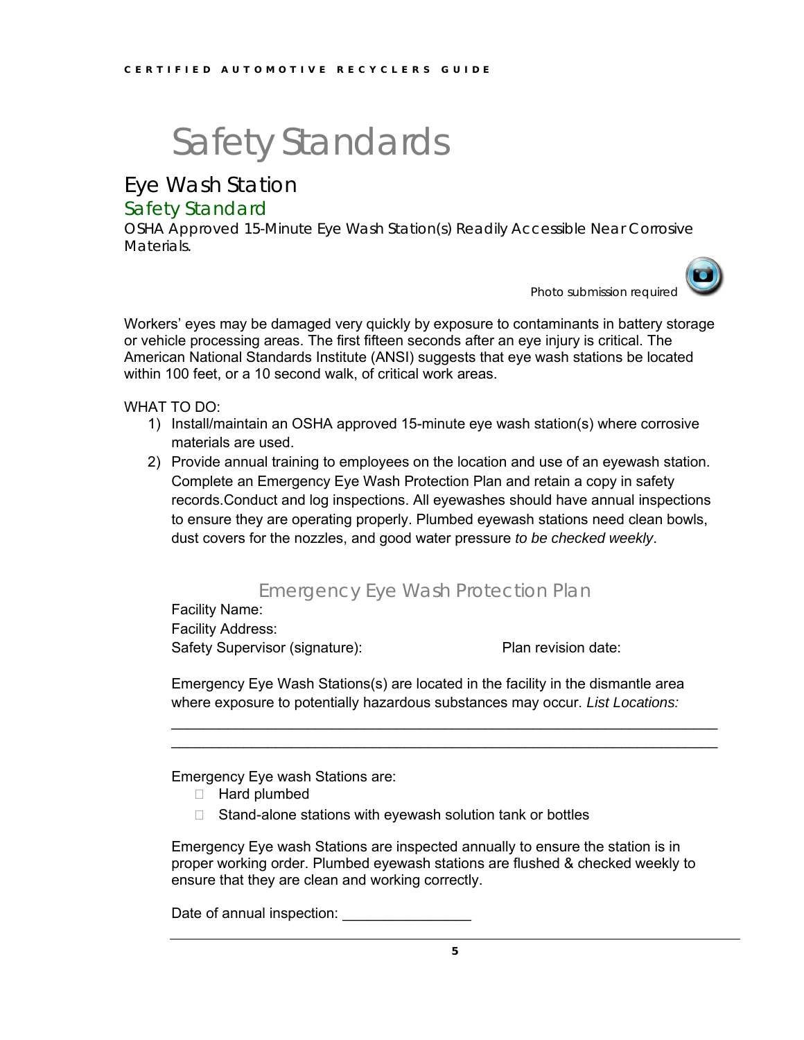# Safety Standards

## Eye Wash Station

### Safety Standard

OSHA Approved 15-Minute Eye Wash Station(s) Readily Accessible Near Corrosive Materials.

Photo submission required

Workers' eyes may be damaged very quickly by exposure to contaminants in battery storage or vehicle processing areas. The first fifteen seconds after an eye injury is critical. The American National Standards Institute (ANSI) suggests that eye wash stations be located within 100 feet, or a 10 second walk, of critical work areas.

WHAT TO DO:

1) Install/maintain an OSHA approved 15-minute eye wash station(s) where corrosive materials are used.
2) Provide annual training to employees on the location and use of an eyewash station. Complete an Emergency Eye Wash Protection Plan and retain a copy in safety records.Conduct and log inspections. All eyewashes should have annual inspections to ensure they are operating properly. Plumbed eyewash stations need clean bowls, dust covers for the nozzles, and good water pressure *to be checked weekly*.

### Emergency Eye Wash Protection Plan

Facility Name:
Facility Address:
Safety Supervisor (signature): Plan revision date:

Emergency Eye Wash Stations(s) are located in the facility in the dismantle area where exposure to potentially hazardous substances may occur. *List Locations:*

\_\_\_\_\_\_\_\_\_\_\_\_\_\_\_\_\_\_\_\_\_\_\_\_\_\_\_\_\_\_\_\_\_\_\_\_\_\_\_\_\_\_\_\_\_\_\_\_\_\_\_\_\_\_\_\_\_\_\_\_\_\_\_\_\_\_\_\_\_\_
\_\_\_\_\_\_\_\_\_\_\_\_\_\_\_\_\_\_\_\_\_\_\_\_\_\_\_\_\_\_\_\_\_\_\_\_\_\_\_\_\_\_\_\_\_\_\_\_\_\_\_\_\_\_\_\_\_\_\_\_\_\_\_\_\_\_\_\_\_\_

Emergency Eye wash Stations are:

- ☐ Hard plumbed
- ☐ Stand-alone stations with eyewash solution tank or bottles

Emergency Eye wash Stations are inspected annually to ensure the station is in proper working order. Plumbed eyewash stations are flushed & checked weekly to ensure that they are clean and working correctly.

Date of annual inspection: \_\_\_\_\_\_\_\_\_\_\_\_\_\_\_\_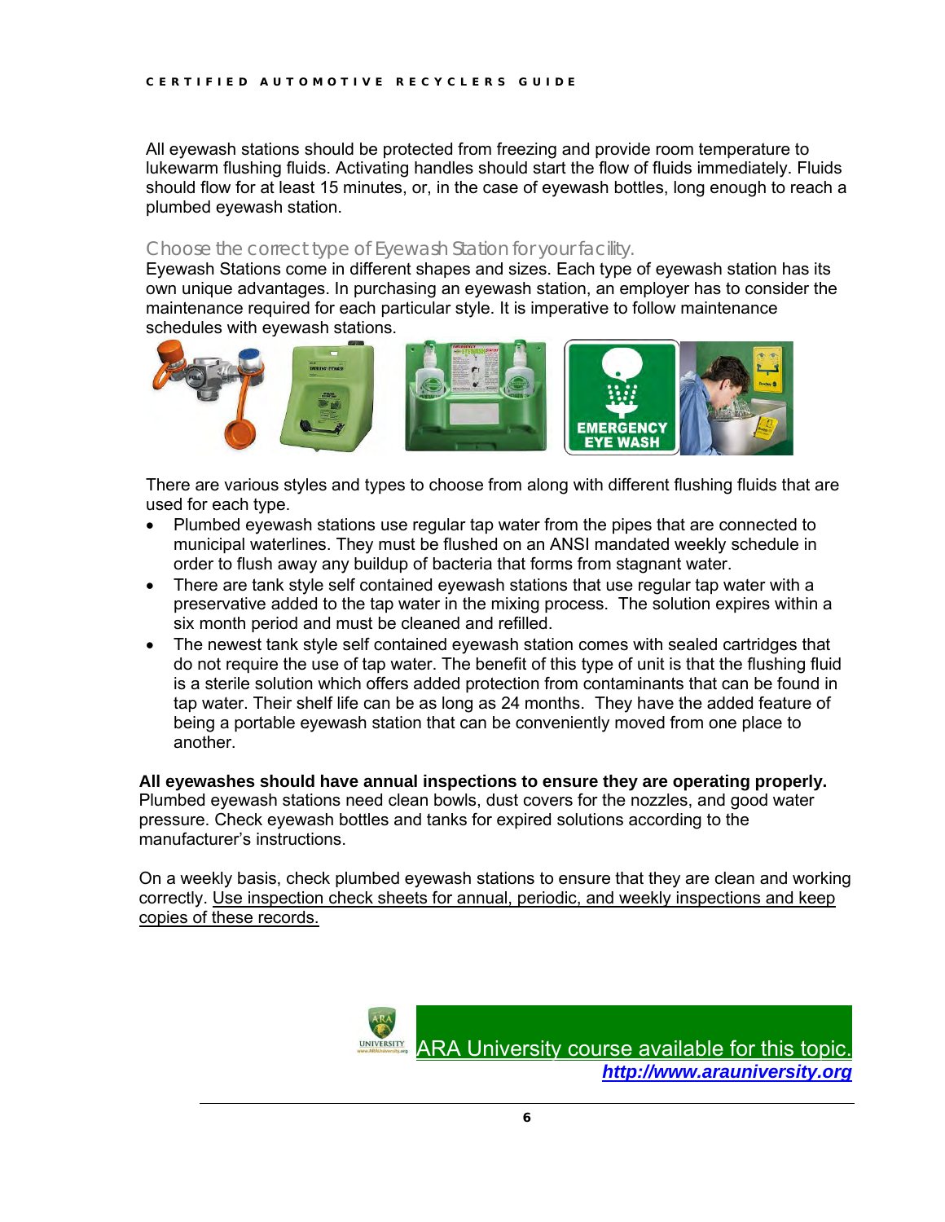All eyewash stations should be protected from freezing and provide room temperature to lukewarm flushing fluids. Activating handles should start the flow of fluids immediately. Fluids should flow for at least 15 minutes, or, in the case of eyewash bottles, long enough to reach a plumbed eyewash station.

### Choose the correct type of Eyewash Station for your facility.

Eyewash Stations come in different shapes and sizes. Each type of eyewash station has its own unique advantages. In purchasing an eyewash station, an employer has to consider the maintenance required for each particular style. It is imperative to follow maintenance schedules with eyewash stations.

There are various styles and types to choose from along with different flushing fluids that are used for each type.

- Plumbed eyewash stations use regular tap water from the pipes that are connected to municipal waterlines. They must be flushed on an ANSI mandated weekly schedule in order to flush away any buildup of bacteria that forms from stagnant water.
- There are tank style self contained eyewash stations that use regular tap water with a preservative added to the tap water in the mixing process. The solution expires within a six month period and must be cleaned and refilled.
- The newest tank style self contained eyewash station comes with sealed cartridges that do not require the use of tap water. The benefit of this type of unit is that the flushing fluid is a sterile solution which offers added protection from contaminants that can be found in tap water. Their shelf life can be as long as 24 months. They have the added feature of being a portable eyewash station that can be conveniently moved from one place to another.

**All eyewashes should have annual inspections to ensure they are operating properly.** Plumbed eyewash stations need clean bowls, dust covers for the nozzles, and good water pressure. Check eyewash bottles and tanks for expired solutions according to the manufacturer's instructions.

On a weekly basis, check plumbed eyewash stations to ensure that they are clean and working correctly. Use inspection check sheets for annual, periodic, and weekly inspections and keep copies of these records.

ARA University course available for this topic.
***http://www.arauniversity.org***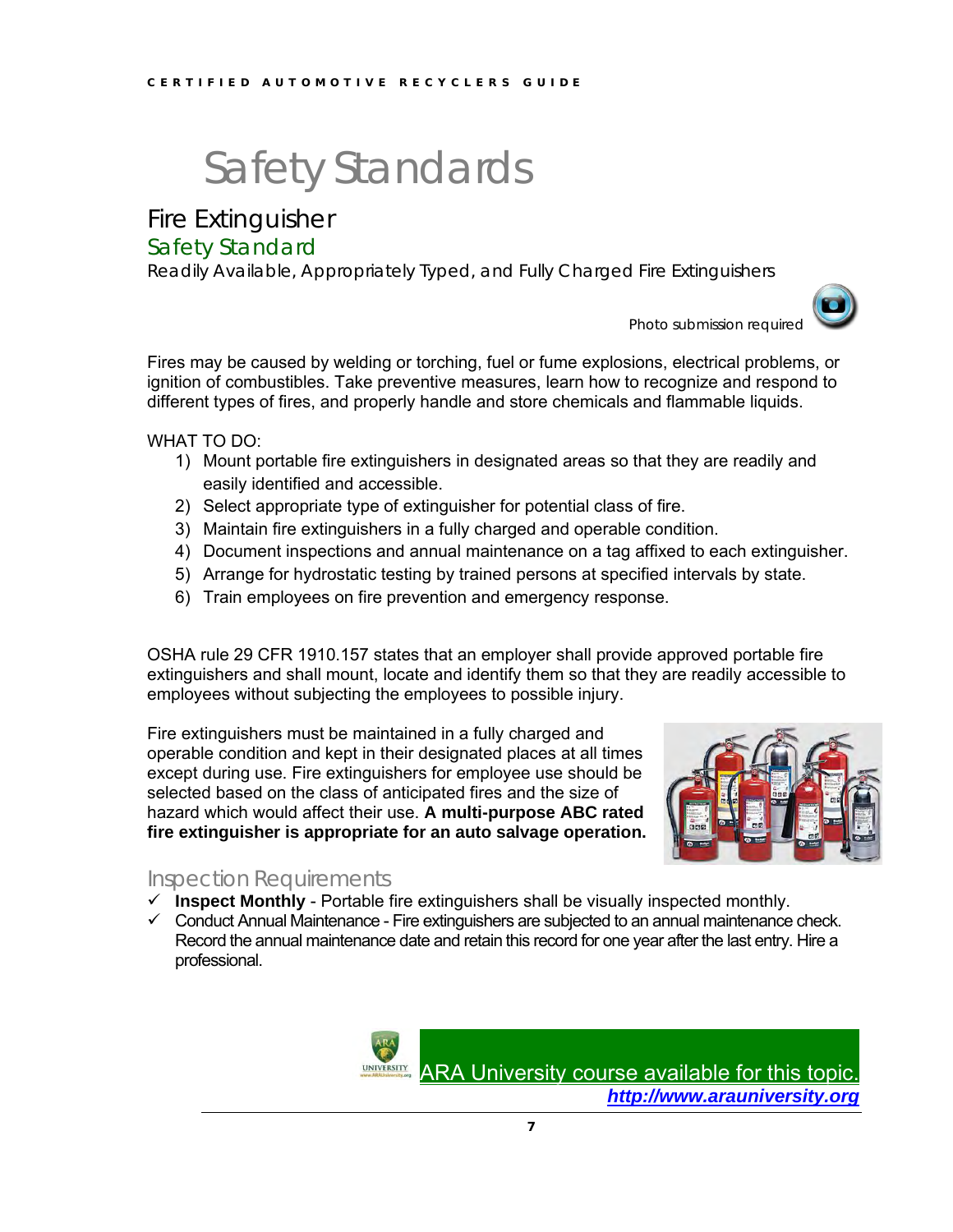# Safety Standards

## Fire Extinguisher

### Safety Standard

*Readily Available, Appropriately Typed, and Fully Charged Fire Extinguishers*

Photo submission required

Fires may be caused by welding or torching, fuel or fume explosions, electrical problems, or ignition of combustibles. Take preventive measures, learn how to recognize and respond to different types of fires, and properly handle and store chemicals and flammable liquids.

WHAT TO DO:

1) Mount portable fire extinguishers in designated areas so that they are readily and easily identified and accessible.
2) Select appropriate type of extinguisher for potential class of fire.
3) Maintain fire extinguishers in a fully charged and operable condition.
4) Document inspections and annual maintenance on a tag affixed to each extinguisher.
5) Arrange for hydrostatic testing by trained persons at specified intervals by state.
6) Train employees on fire prevention and emergency response.

OSHA rule 29 CFR 1910.157 states that an employer shall provide approved portable fire extinguishers and shall mount, locate and identify them so that they are readily accessible to employees without subjecting the employees to possible injury.

Fire extinguishers must be maintained in a fully charged and operable condition and kept in their designated places at all times except during use. Fire extinguishers for employee use should be selected based on the class of anticipated fires and the size of hazard which would affect their use. **A multi-purpose ABC rated fire extinguisher is appropriate for an auto salvage operation.**

### Inspection Requirements

- ✓ **Inspect Monthly** - Portable fire extinguishers shall be visually inspected monthly.
- ✓ Conduct Annual Maintenance - Fire extinguishers are subjected to an annual maintenance check. Record the annual maintenance date and retain this record for one year after the last entry. Hire a professional.

ARA University course available for this topic.
***http://www.arauniversity.org***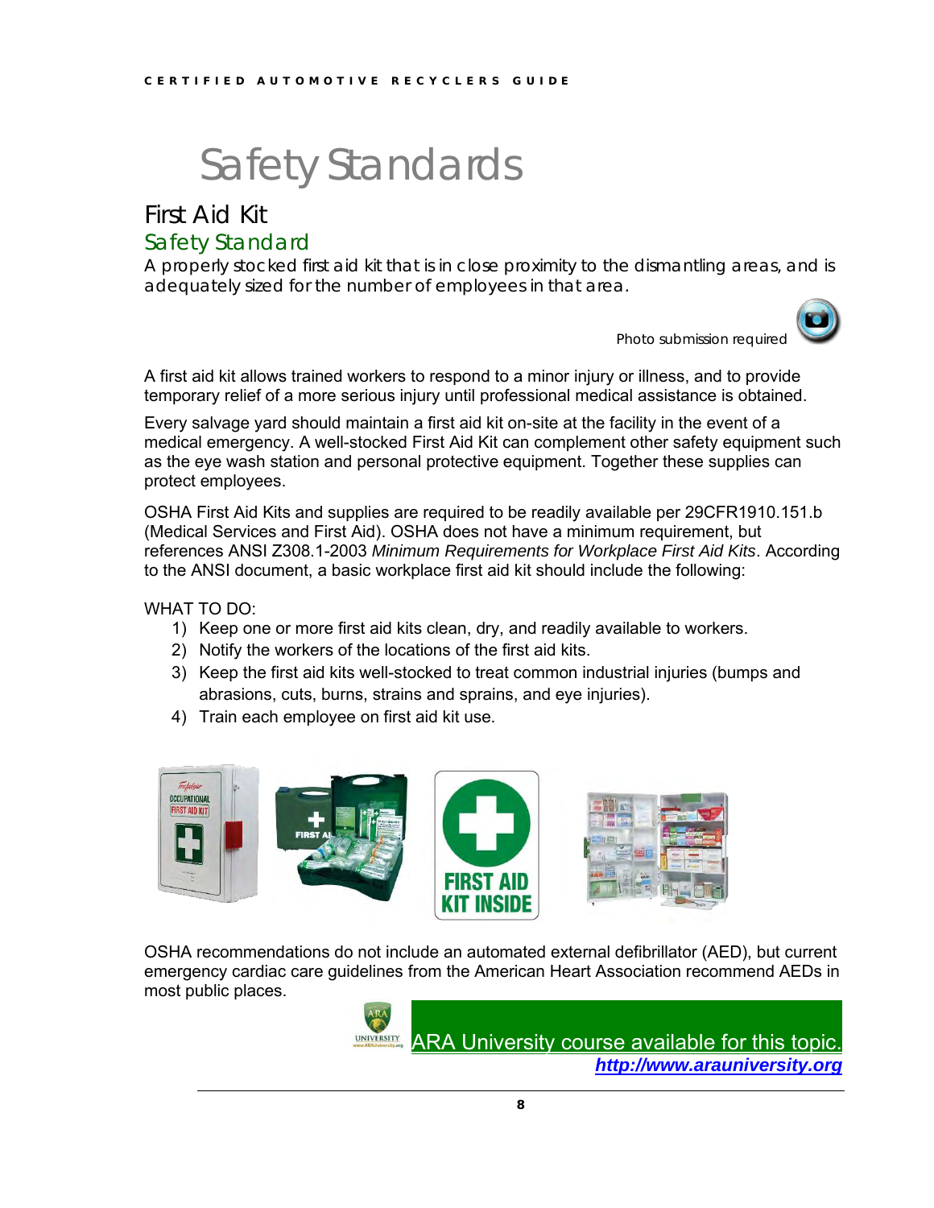# Safety Standards

## First Aid Kit

### Safety Standard

A properly stocked first aid kit that is in close proximity to the dismantling areas, and is adequately sized for the number of employees in that area.

Photo submission required

A first aid kit allows trained workers to respond to a minor injury or illness, and to provide temporary relief of a more serious injury until professional medical assistance is obtained.

Every salvage yard should maintain a first aid kit on-site at the facility in the event of a medical emergency. A well-stocked First Aid Kit can complement other safety equipment such as the eye wash station and personal protective equipment. Together these supplies can protect employees.

OSHA First Aid Kits and supplies are required to be readily available per 29CFR1910.151.b (Medical Services and First Aid). OSHA does not have a minimum requirement, but references ANSI Z308.1-2003 *Minimum Requirements for Workplace First Aid Kits*. According to the ANSI document, a basic workplace first aid kit should include the following:

WHAT TO DO:

1) Keep one or more first aid kits clean, dry, and readily available to workers.
2) Notify the workers of the locations of the first aid kits.
3) Keep the first aid kits well-stocked to treat common industrial injuries (bumps and abrasions, cuts, burns, strains and sprains, and eye injuries).
4) Train each employee on first aid kit use.

OSHA recommendations do not include an automated external defibrillator (AED), but current emergency cardiac care guidelines from the American Heart Association recommend AEDs in most public places.

ARA University course available for this topic.
**http://www.arauniversity.org**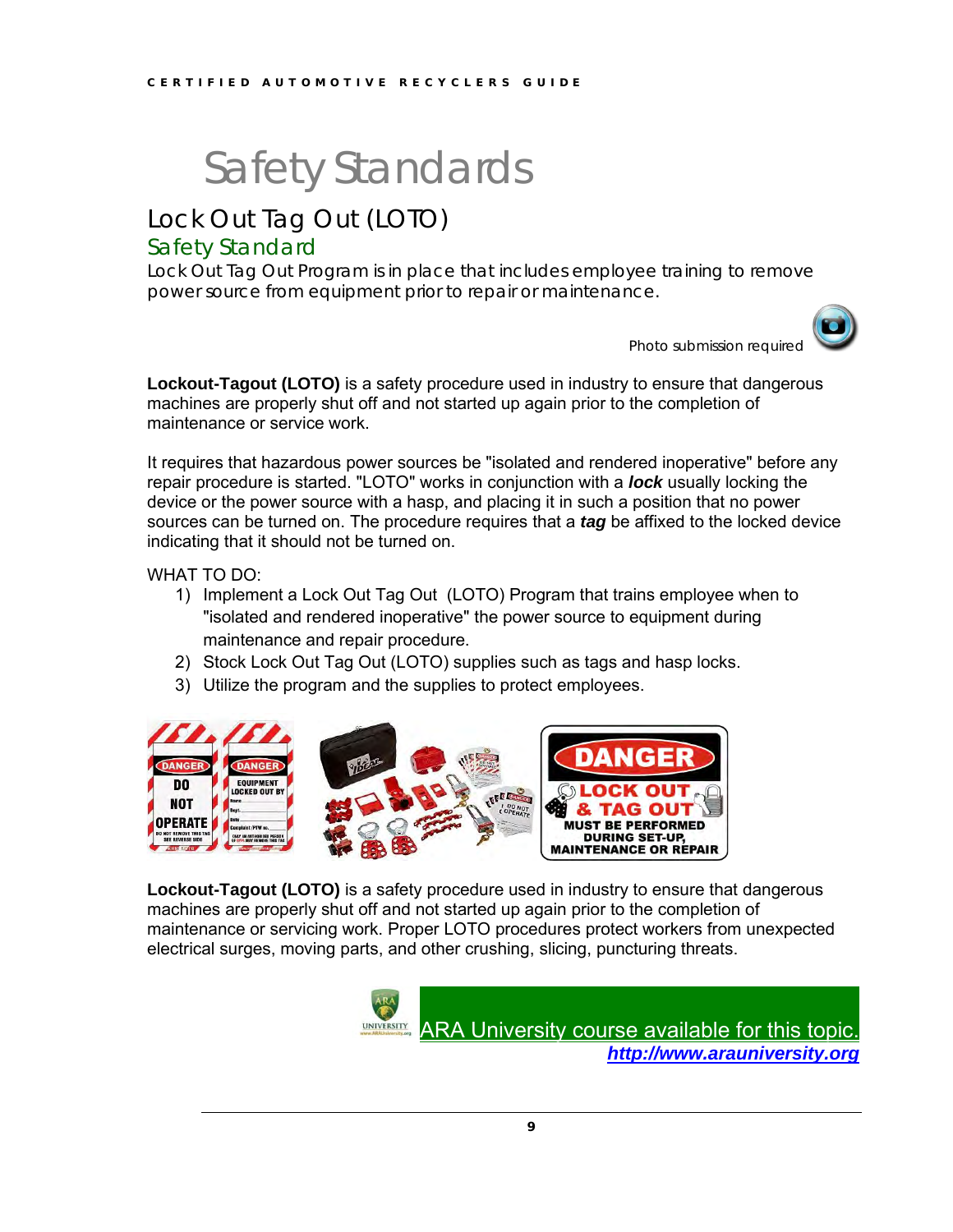# Safety Standards

## Lock Out Tag Out (LOTO)

### Safety Standard

Lock Out Tag Out Program is in place that includes employee training to remove power source from equipment prior to repair or maintenance.

Photo submission required

**Lockout-Tagout (LOTO)** is a safety procedure used in industry to ensure that dangerous machines are properly shut off and not started up again prior to the completion of maintenance or service work.

It requires that hazardous power sources be "isolated and rendered inoperative" before any repair procedure is started. "LOTO" works in conjunction with a ***lock*** usually locking the device or the power source with a hasp, and placing it in such a position that no power sources can be turned on. The procedure requires that a ***tag*** be affixed to the locked device indicating that it should not be turned on.

WHAT TO DO:

1) Implement a Lock Out Tag Out (LOTO) Program that trains employee when to "isolated and rendered inoperative" the power source to equipment during maintenance and repair procedure.
2) Stock Lock Out Tag Out (LOTO) supplies such as tags and hasp locks.
3) Utilize the program and the supplies to protect employees.

**Lockout-Tagout (LOTO)** is a safety procedure used in industry to ensure that dangerous machines are properly shut off and not started up again prior to the completion of maintenance or servicing work. Proper LOTO procedures protect workers from unexpected electrical surges, moving parts, and other crushing, slicing, puncturing threats.

ARA University course available for this topic.
***http://www.arauniversity.org***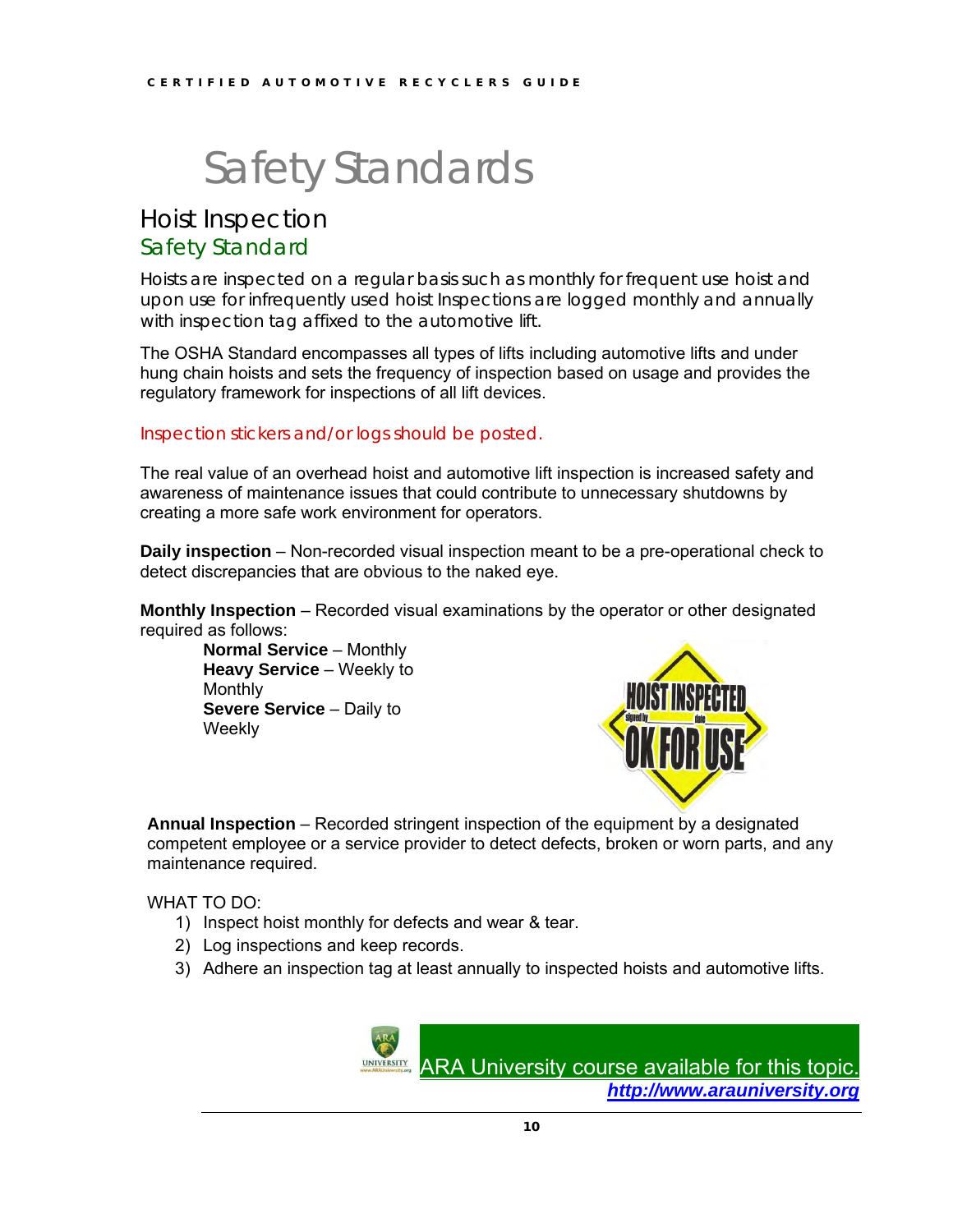# Safety Standards

## Hoist Inspection

### Safety Standard

Hoists are inspected on a regular basis such as monthly for frequent use hoist and upon use for infrequently used hoist Inspections are logged monthly and annually with inspection tag affixed to the automotive lift.

The OSHA Standard encompasses all types of lifts including automotive lifts and under hung chain hoists and sets the frequency of inspection based on usage and provides the regulatory framework for inspections of all lift devices.

Inspection stickers and/or logs should be posted.

The real value of an overhead hoist and automotive lift inspection is increased safety and awareness of maintenance issues that could contribute to unnecessary shutdowns by creating a more safe work environment for operators.

**Daily inspection** – Non-recorded visual inspection meant to be a pre-operational check to detect discrepancies that are obvious to the naked eye.

**Monthly Inspection** – Recorded visual examinations by the operator or other designated required as follows:

- **Normal Service** – Monthly
- **Heavy Service** – Weekly to Monthly
- **Severe Service** – Daily to Weekly

**Annual Inspection** – Recorded stringent inspection of the equipment by a designated competent employee or a service provider to detect defects, broken or worn parts, and any maintenance required.

WHAT TO DO:

1) Inspect hoist monthly for defects and wear & tear.
2) Log inspections and keep records.
3) Adhere an inspection tag at least annually to inspected hoists and automotive lifts.

ARA University course available for this topic.
***http://www.arauniversity.org***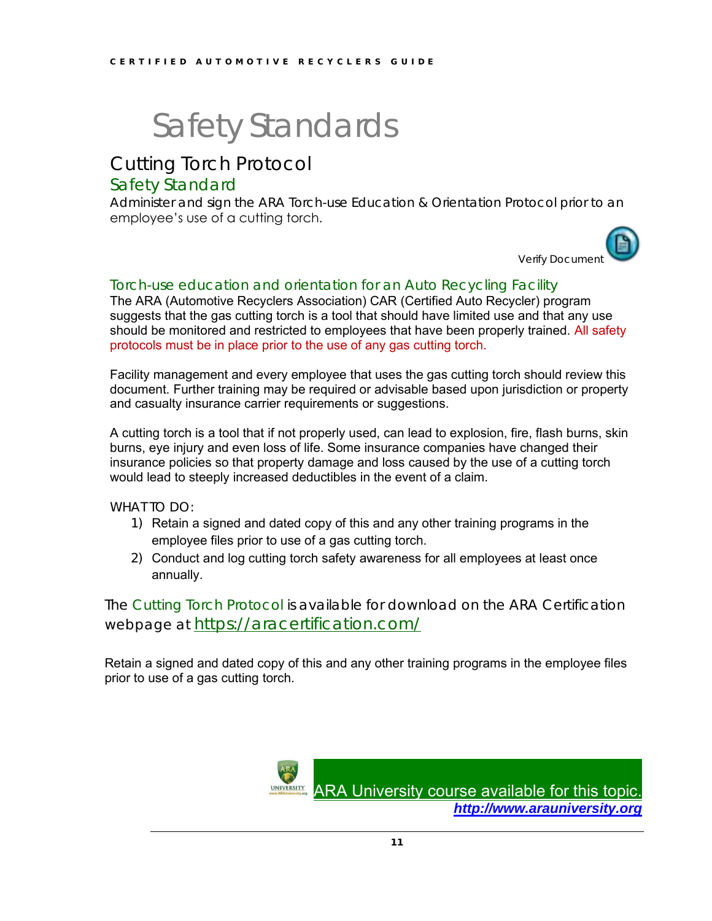# Safety Standards

## Cutting Torch Protocol

### Safety Standard

Administer and sign the ARA Torch-use Education & Orientation Protocol prior to an employee's use of a cutting torch.

Verify Document

### Torch-use education and orientation for an Auto Recycling Facility

The ARA (Automotive Recyclers Association) CAR (Certified Auto Recycler) program suggests that the gas cutting torch is a tool that should have limited use and that any use should be monitored and restricted to employees that have been properly trained. All safety protocols must be in place prior to the use of any gas cutting torch.

Facility management and every employee that uses the gas cutting torch should review this document. Further training may be required or advisable based upon jurisdiction or property and casualty insurance carrier requirements or suggestions.

A cutting torch is a tool that if not properly used, can lead to explosion, fire, flash burns, skin burns, eye injury and even loss of life. Some insurance companies have changed their insurance policies so that property damage and loss caused by the use of a cutting torch would lead to steeply increased deductibles in the event of a claim.

WHAT TO DO:

1) Retain a signed and dated copy of this and any other training programs in the employee files prior to use of a gas cutting torch.
2) Conduct and log cutting torch safety awareness for all employees at least once annually.

The Cutting Torch Protocol is available for download on the ARA Certification webpage at https://aracertification.com/

Retain a signed and dated copy of this and any other training programs in the employee files prior to use of a gas cutting torch.

ARA University course available for this topic.
***http://www.arauniversity.org***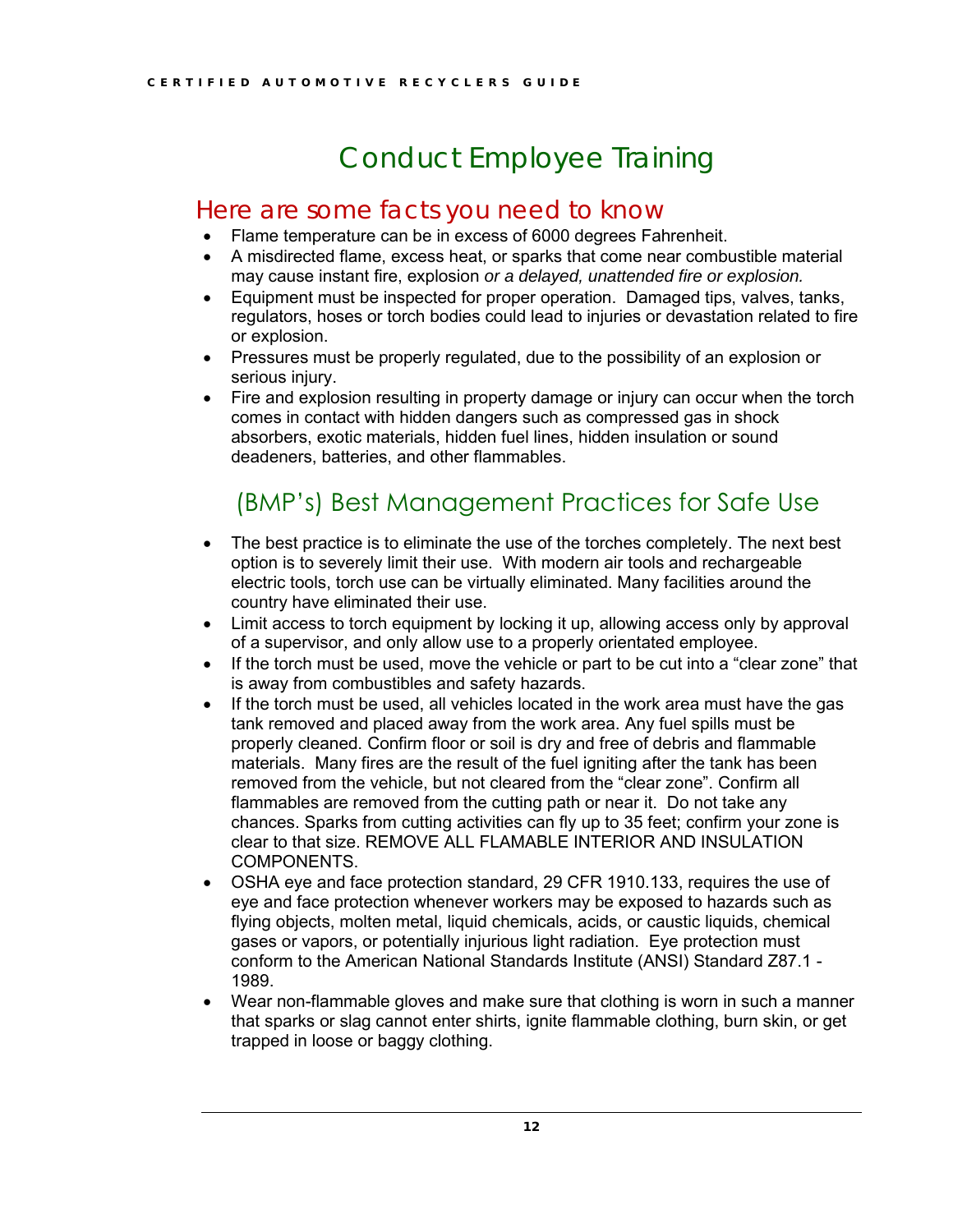# Conduct Employee Training

## Here are some facts you need to know

- Flame temperature can be in excess of 6000 degrees Fahrenheit.
- A misdirected flame, excess heat, or sparks that come near combustible material may cause instant fire, explosion *or a delayed, unattended fire or explosion.*
- Equipment must be inspected for proper operation. Damaged tips, valves, tanks, regulators, hoses or torch bodies could lead to injuries or devastation related to fire or explosion.
- Pressures must be properly regulated, due to the possibility of an explosion or serious injury.
- Fire and explosion resulting in property damage or injury can occur when the torch comes in contact with hidden dangers such as compressed gas in shock absorbers, exotic materials, hidden fuel lines, hidden insulation or sound deadeners, batteries, and other flammables.

## (BMP's) Best Management Practices for Safe Use

- The best practice is to eliminate the use of the torches completely. The next best option is to severely limit their use. With modern air tools and rechargeable electric tools, torch use can be virtually eliminated. Many facilities around the country have eliminated their use.
- Limit access to torch equipment by locking it up, allowing access only by approval of a supervisor, and only allow use to a properly orientated employee.
- If the torch must be used, move the vehicle or part to be cut into a "clear zone" that is away from combustibles and safety hazards.
- If the torch must be used, all vehicles located in the work area must have the gas tank removed and placed away from the work area. Any fuel spills must be properly cleaned. Confirm floor or soil is dry and free of debris and flammable materials. Many fires are the result of the fuel igniting after the tank has been removed from the vehicle, but not cleared from the "clear zone". Confirm all flammables are removed from the cutting path or near it. Do not take any chances. Sparks from cutting activities can fly up to 35 feet; confirm your zone is clear to that size. REMOVE ALL FLAMABLE INTERIOR AND INSULATION COMPONENTS.
- OSHA eye and face protection standard, 29 CFR 1910.133, requires the use of eye and face protection whenever workers may be exposed to hazards such as flying objects, molten metal, liquid chemicals, acids, or caustic liquids, chemical gases or vapors, or potentially injurious light radiation. Eye protection must conform to the American National Standards Institute (ANSI) Standard Z87.1 - 1989.
- Wear non-flammable gloves and make sure that clothing is worn in such a manner that sparks or slag cannot enter shirts, ignite flammable clothing, burn skin, or get trapped in loose or baggy clothing.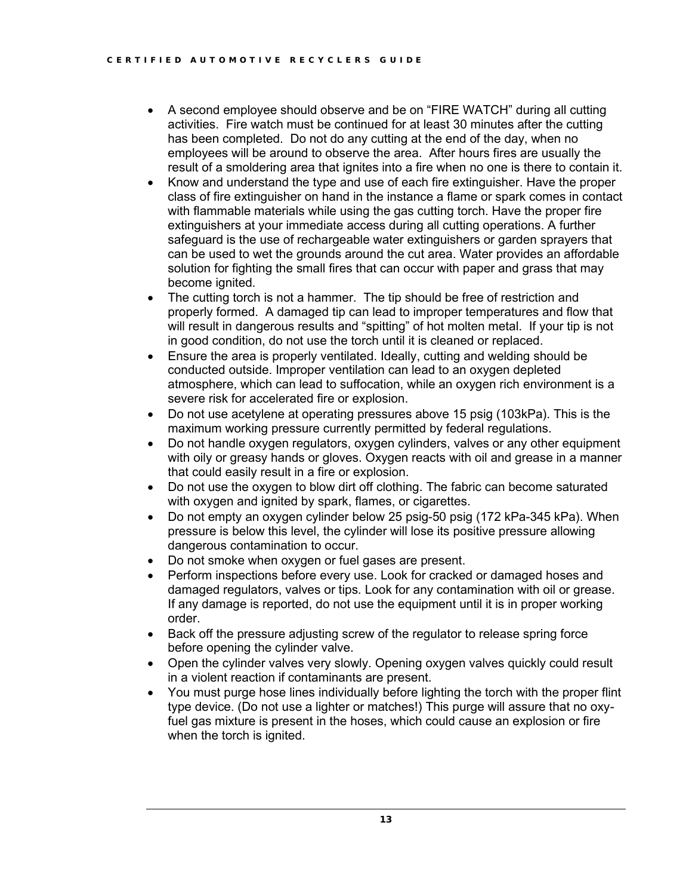- A second employee should observe and be on "FIRE WATCH" during all cutting activities. Fire watch must be continued for at least 30 minutes after the cutting has been completed. Do not do any cutting at the end of the day, when no employees will be around to observe the area. After hours fires are usually the result of a smoldering area that ignites into a fire when no one is there to contain it.
- Know and understand the type and use of each fire extinguisher. Have the proper class of fire extinguisher on hand in the instance a flame or spark comes in contact with flammable materials while using the gas cutting torch. Have the proper fire extinguishers at your immediate access during all cutting operations. A further safeguard is the use of rechargeable water extinguishers or garden sprayers that can be used to wet the grounds around the cut area. Water provides an affordable solution for fighting the small fires that can occur with paper and grass that may become ignited.
- The cutting torch is not a hammer. The tip should be free of restriction and properly formed. A damaged tip can lead to improper temperatures and flow that will result in dangerous results and "spitting" of hot molten metal. If your tip is not in good condition, do not use the torch until it is cleaned or replaced.
- Ensure the area is properly ventilated. Ideally, cutting and welding should be conducted outside. Improper ventilation can lead to an oxygen depleted atmosphere, which can lead to suffocation, while an oxygen rich environment is a severe risk for accelerated fire or explosion.
- Do not use acetylene at operating pressures above 15 psig (103kPa). This is the maximum working pressure currently permitted by federal regulations.
- Do not handle oxygen regulators, oxygen cylinders, valves or any other equipment with oily or greasy hands or gloves. Oxygen reacts with oil and grease in a manner that could easily result in a fire or explosion.
- Do not use the oxygen to blow dirt off clothing. The fabric can become saturated with oxygen and ignited by spark, flames, or cigarettes.
- Do not empty an oxygen cylinder below 25 psig-50 psig (172 kPa-345 kPa). When pressure is below this level, the cylinder will lose its positive pressure allowing dangerous contamination to occur.
- Do not smoke when oxygen or fuel gases are present.
- Perform inspections before every use. Look for cracked or damaged hoses and damaged regulators, valves or tips. Look for any contamination with oil or grease. If any damage is reported, do not use the equipment until it is in proper working order.
- Back off the pressure adjusting screw of the regulator to release spring force before opening the cylinder valve.
- Open the cylinder valves very slowly. Opening oxygen valves quickly could result in a violent reaction if contaminants are present.
- You must purge hose lines individually before lighting the torch with the proper flint type device. (Do not use a lighter or matches!) This purge will assure that no oxy-fuel gas mixture is present in the hoses, which could cause an explosion or fire when the torch is ignited.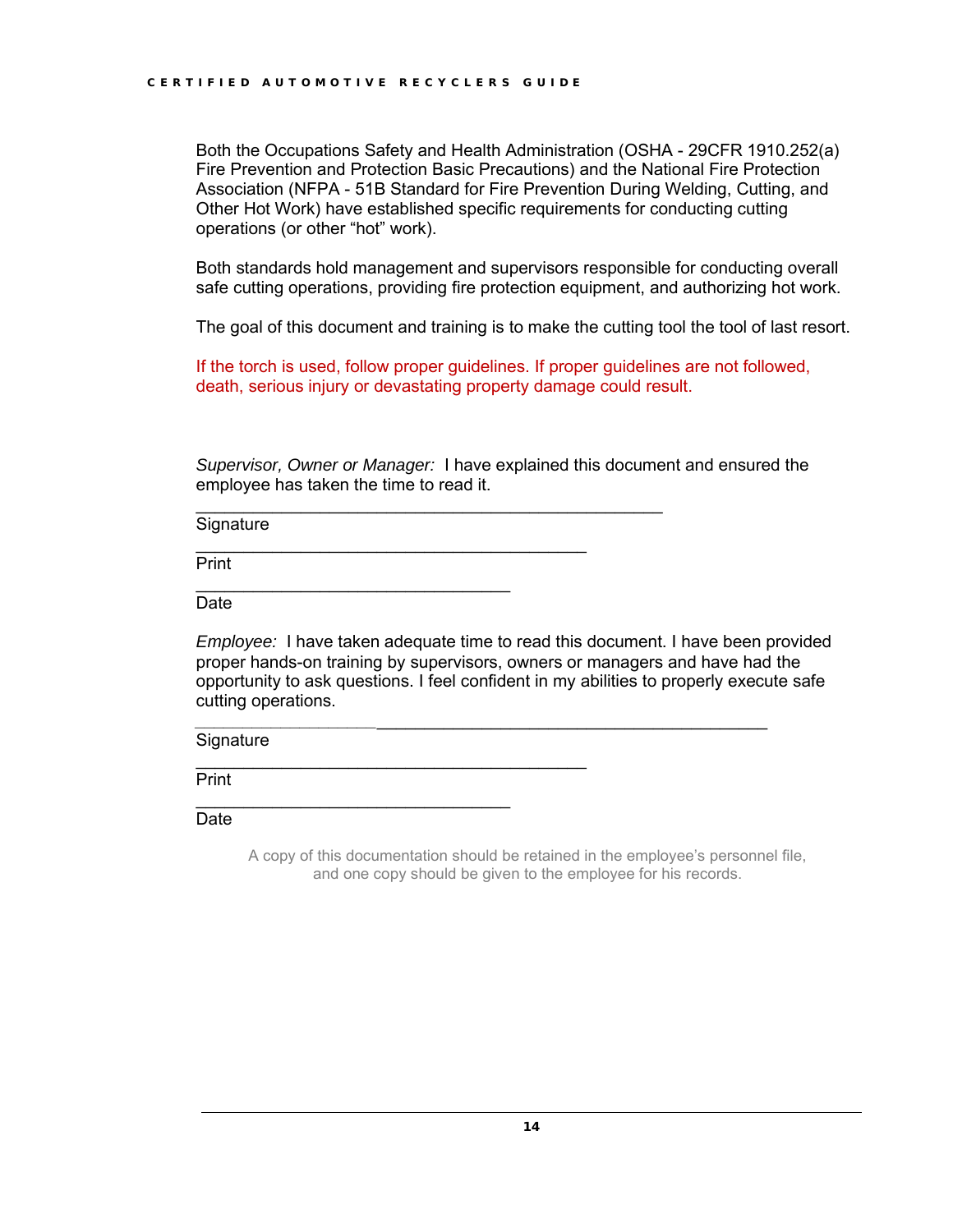Both the Occupations Safety and Health Administration (OSHA - 29CFR 1910.252(a) Fire Prevention and Protection Basic Precautions) and the National Fire Protection Association (NFPA - 51B Standard for Fire Prevention During Welding, Cutting, and Other Hot Work) have established specific requirements for conducting cutting operations (or other "hot" work).

Both standards hold management and supervisors responsible for conducting overall safe cutting operations, providing fire protection equipment, and authorizing hot work.

The goal of this document and training is to make the cutting tool the tool of last resort.

If the torch is used, follow proper guidelines. If proper guidelines are not followed, death, serious injury or devastating property damage could result.

*Supervisor, Owner or Manager:* I have explained this document and ensured the employee has taken the time to read it.

_______________________________________________

Signature

_______________________________________

Print

________________________________

Date

*Employee:* I have taken adequate time to read this document. I have been provided proper hands-on training by supervisors, owners or managers and have had the opportunity to ask questions. I feel confident in my abilities to properly execute safe cutting operations.

_______________________________________________

Signature

_______________________________________

Print

________________________________

Date

A copy of this documentation should be retained in the employee's personnel file, and one copy should be given to the employee for his records.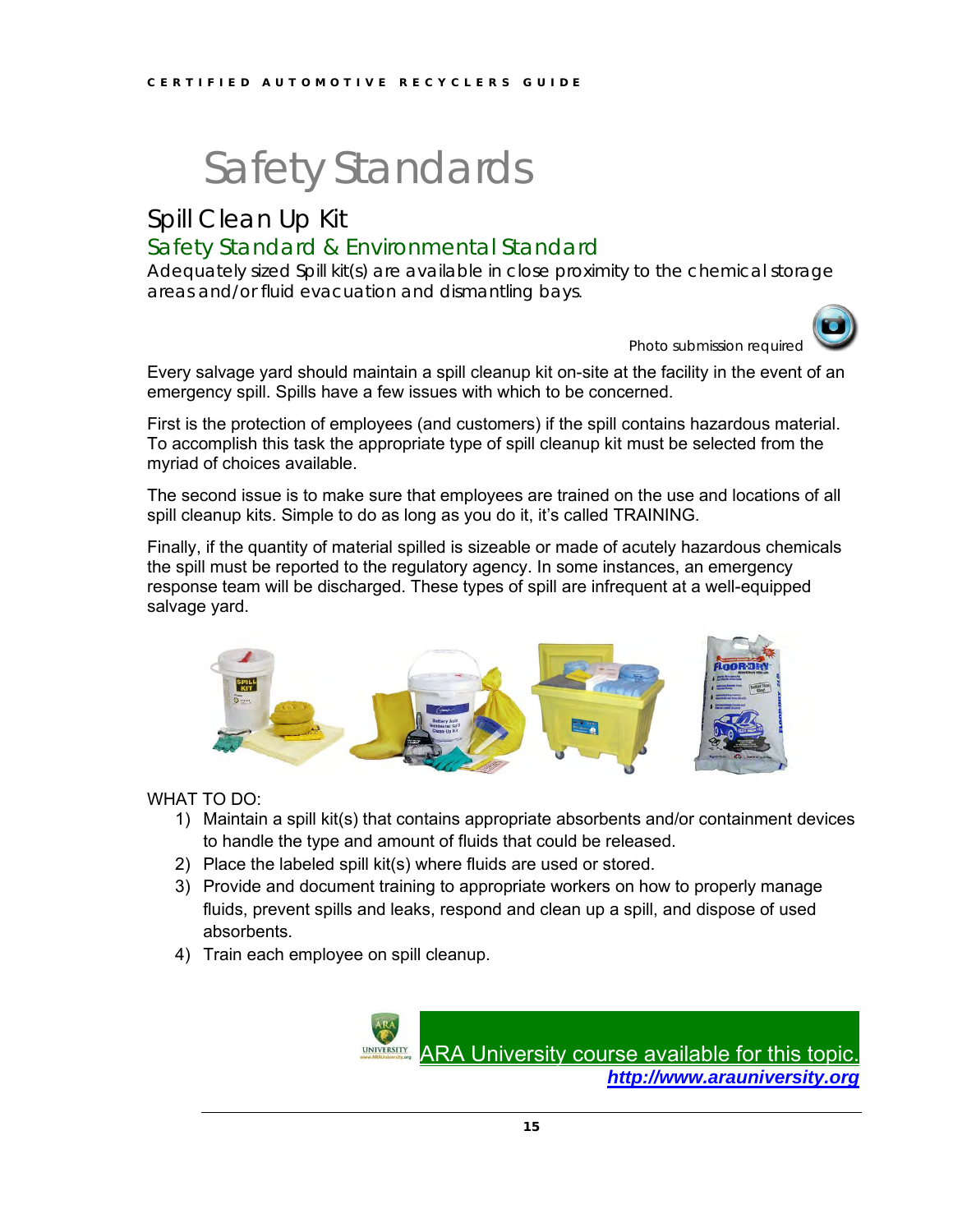# Safety Standards

## Spill Clean Up Kit

### Safety Standard & Environmental Standard

Adequately sized Spill kit(s) are available in close proximity to the chemical storage areas and/or fluid evacuation and dismantling bays.

Photo submission required

Every salvage yard should maintain a spill cleanup kit on-site at the facility in the event of an emergency spill. Spills have a few issues with which to be concerned.

First is the protection of employees (and customers) if the spill contains hazardous material. To accomplish this task the appropriate type of spill cleanup kit must be selected from the myriad of choices available.

The second issue is to make sure that employees are trained on the use and locations of all spill cleanup kits. Simple to do as long as you do it, it's called TRAINING.

Finally, if the quantity of material spilled is sizeable or made of acutely hazardous chemicals the spill must be reported to the regulatory agency. In some instances, an emergency response team will be discharged. These types of spill are infrequent at a well-equipped salvage yard.

WHAT TO DO:

1) Maintain a spill kit(s) that contains appropriate absorbents and/or containment devices to handle the type and amount of fluids that could be released.
2) Place the labeled spill kit(s) where fluids are used or stored.
3) Provide and document training to appropriate workers on how to properly manage fluids, prevent spills and leaks, respond and clean up a spill, and dispose of used absorbents.
4) Train each employee on spill cleanup.

ARA University course available for this topic.
***http://www.arauniversity.org***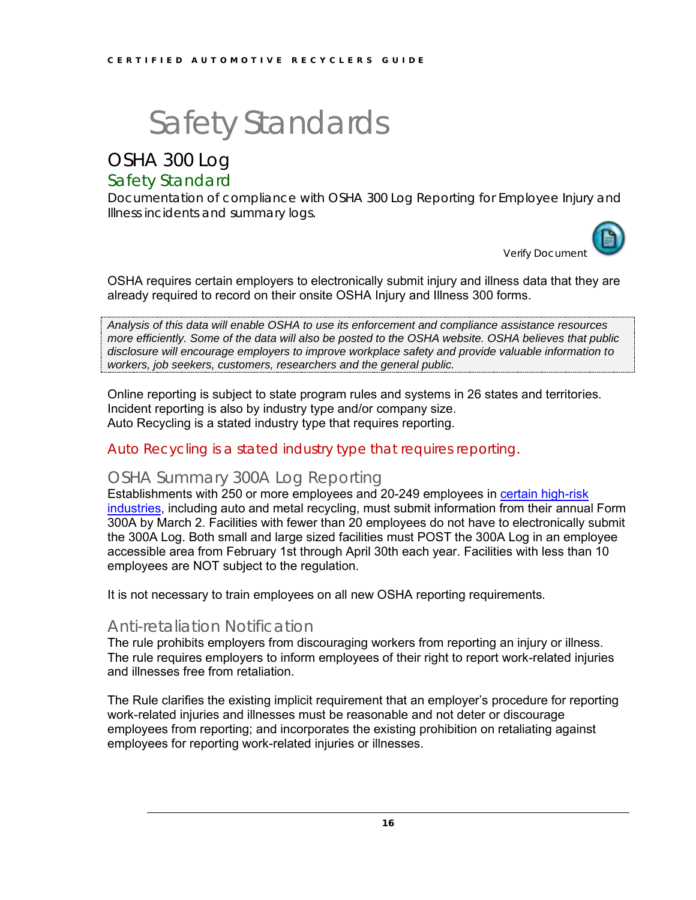# Safety Standards

## OSHA 300 Log

### Safety Standard

Documentation of compliance with OSHA 300 Log Reporting for Employee Injury and Illness incidents and summary logs.

Verify Document

OSHA requires certain employers to electronically submit injury and illness data that they are already required to record on their onsite OSHA Injury and Illness 300 forms.

*Analysis of this data will enable OSHA to use its enforcement and compliance assistance resources more efficiently. Some of the data will also be posted to the OSHA website. OSHA believes that public disclosure will encourage employers to improve workplace safety and provide valuable information to workers, job seekers, customers, researchers and the general public.*

Online reporting is subject to state program rules and systems in 26 states and territories.
Incident reporting is also by industry type and/or company size.
Auto Recycling is a stated industry type that requires reporting.

Auto Recycling is a stated industry type that requires reporting.

### OSHA Summary 300A Log Reporting

Establishments with 250 or more employees and 20-249 employees in [certain high-risk industries](), including auto and metal recycling, must submit information from their annual Form 300A by March 2. Facilities with fewer than 20 employees do not have to electronically submit the 300A Log. Both small and large sized facilities must POST the 300A Log in an employee accessible area from February 1st through April 30th each year. Facilities with less than 10 employees are NOT subject to the regulation.

It is not necessary to train employees on all new OSHA reporting requirements.

### Anti-retaliation Notification

The rule prohibits employers from discouraging workers from reporting an injury or illness. The rule requires employers to inform employees of their right to report work-related injuries and illnesses free from retaliation.

The Rule clarifies the existing implicit requirement that an employer's procedure for reporting work-related injuries and illnesses must be reasonable and not deter or discourage employees from reporting; and incorporates the existing prohibition on retaliating against employees for reporting work-related injuries or illnesses.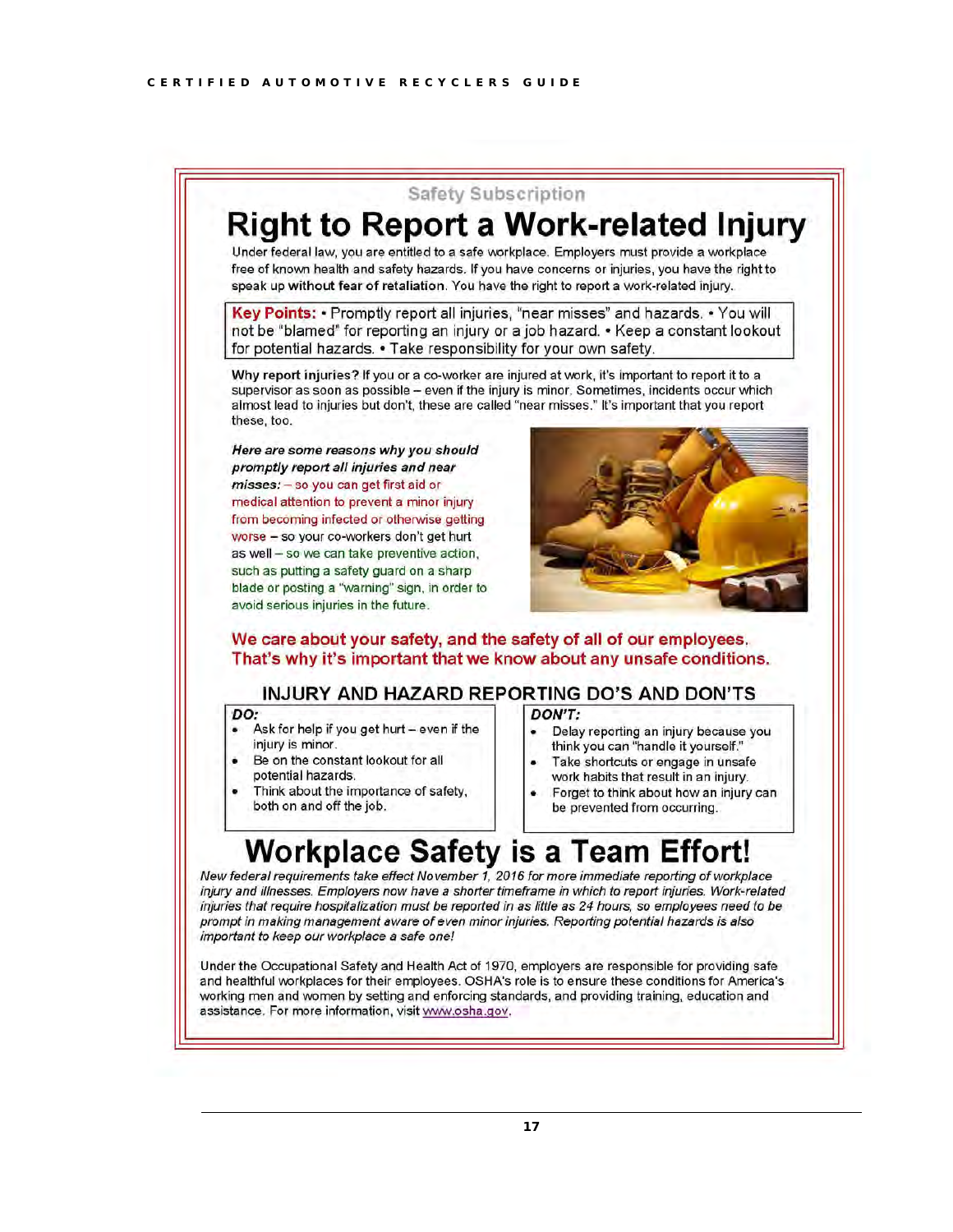Safety Subscription

# Right to Report a Work-related Injury

Under federal law, you are entitled to a safe workplace. Employers must provide a workplace free of known health and safety hazards. If you have concerns or injuries, you have the right to speak up **without fear of retaliation**. You have the right to report a work-related injury.

**Key Points:** • Promptly report all injuries, "near misses" and hazards. • You will not be "blamed" for reporting an injury or a job hazard. • Keep a constant lookout for potential hazards. • Take responsibility for your own safety.

**Why report injuries?** If you or a co-worker are injured at work, it's important to report it to a supervisor as soon as possible – even if the injury is minor. Sometimes, incidents occur which almost lead to injuries but don't, these are called "near misses." It's important that you report these, too.

***Here are some reasons why you should promptly report all injuries and near misses:*** – so you can get first aid or medical attention to prevent a minor injury from becoming infected or otherwise getting worse – so your co-workers don't get hurt as well – so we can take preventive action, such as putting a safety guard on a sharp blade or posting a "warning" sign, in order to avoid serious injuries in the future.

**We care about your safety, and the safety of all of our employees. That's why it's important that we know about any unsafe conditions.**

## INJURY AND HAZARD REPORTING DO'S AND DON'TS

***DO:***

- Ask for help if you get hurt – even if the injury is minor.
- Be on the constant lookout for all potential hazards.
- Think about the importance of safety, both on and off the job.

***DON'T:***

- Delay reporting an injury because you think you can "handle it yourself."
- Take shortcuts or engage in unsafe work habits that result in an injury.
- Forget to think about how an injury can be prevented from occurring.

# Workplace Safety is a Team Effort!

*New federal requirements take effect November 1, 2016 for more immediate reporting of workplace injury and illnesses. Employers now have a shorter timeframe in which to report injuries. Work-related injuries that require hospitalization must be reported in as little as 24 hours, so employees need to be prompt in making management aware of even minor injuries. Reporting potential hazards is also important to keep our workplace a safe one!*

Under the Occupational Safety and Health Act of 1970, employers are responsible for providing safe and healthful workplaces for their employees. OSHA's role is to ensure these conditions for America's working men and women by setting and enforcing standards, and providing training, education and assistance. For more information, visit www.osha.gov.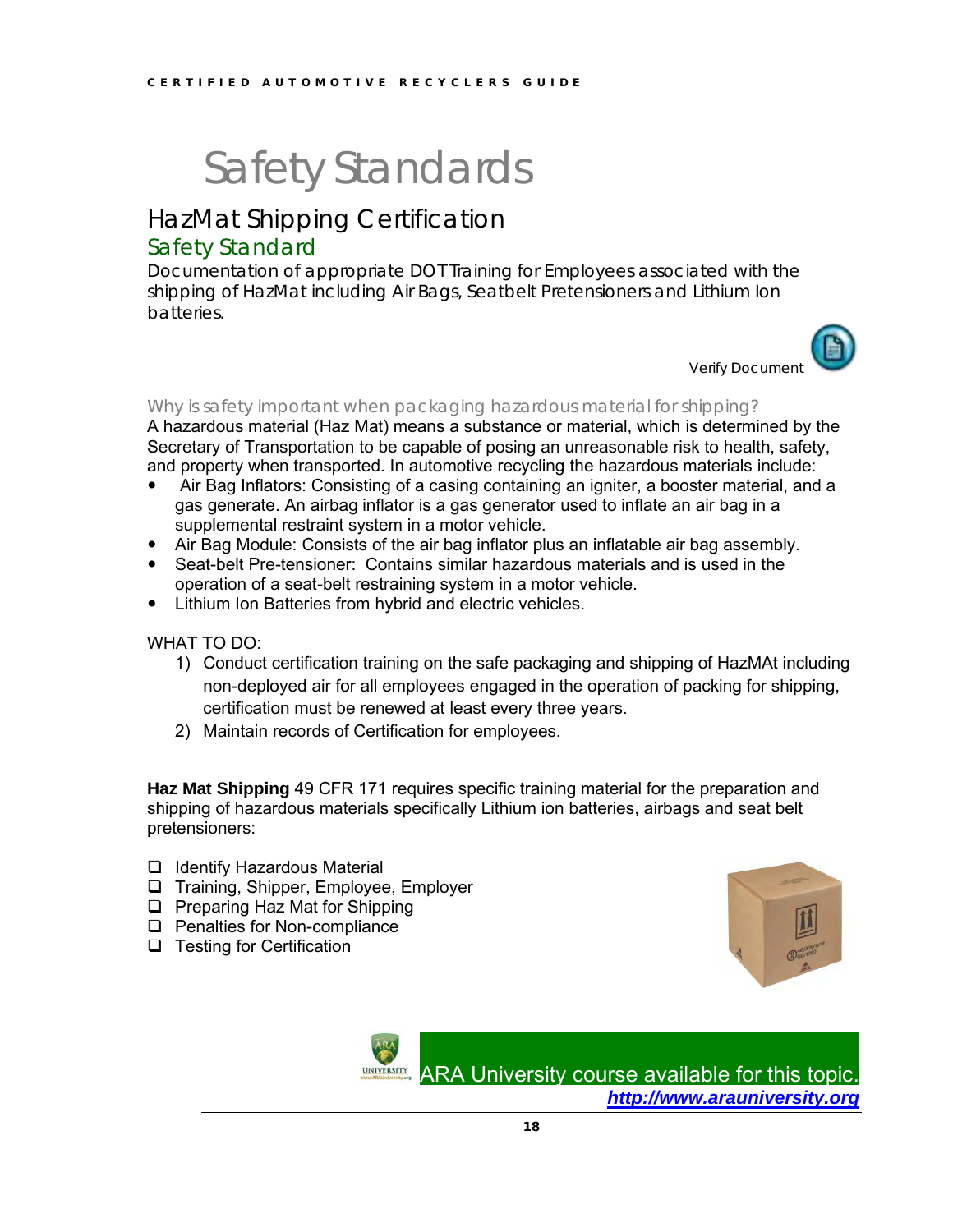# Safety Standards

## HazMat Shipping Certification

### Safety Standard

Documentation of appropriate DOT Training for Employees associated with the shipping of HazMat including Air Bags, Seatbelt Pretensioners and Lithium Ion batteries.

Verify Document

#### Why is safety important when packaging hazardous material for shipping?

A hazardous material (Haz Mat) means a substance or material, which is determined by the Secretary of Transportation to be capable of posing an unreasonable risk to health, safety, and property when transported. In automotive recycling the hazardous materials include:

- Air Bag Inflators: Consisting of a casing containing an igniter, a booster material, and a gas generate. An airbag inflator is a gas generator used to inflate an air bag in a supplemental restraint system in a motor vehicle.
- Air Bag Module: Consists of the air bag inflator plus an inflatable air bag assembly.
- Seat-belt Pre-tensioner: Contains similar hazardous materials and is used in the operation of a seat-belt restraining system in a motor vehicle.
- Lithium Ion Batteries from hybrid and electric vehicles.

WHAT TO DO:

1) Conduct certification training on the safe packaging and shipping of HazMAt including non-deployed air for all employees engaged in the operation of packing for shipping, certification must be renewed at least every three years.
2) Maintain records of Certification for employees.

**Haz Mat Shipping** 49 CFR 171 requires specific training material for the preparation and shipping of hazardous materials specifically Lithium ion batteries, airbags and seat belt pretensioners:

- [ ] Identify Hazardous Material
- [ ] Training, Shipper, Employee, Employer
- [ ] Preparing Haz Mat for Shipping
- [ ] Penalties for Non-compliance
- [ ] Testing for Certification

ARA University course available for this topic.
***http://www.arauniversity.org***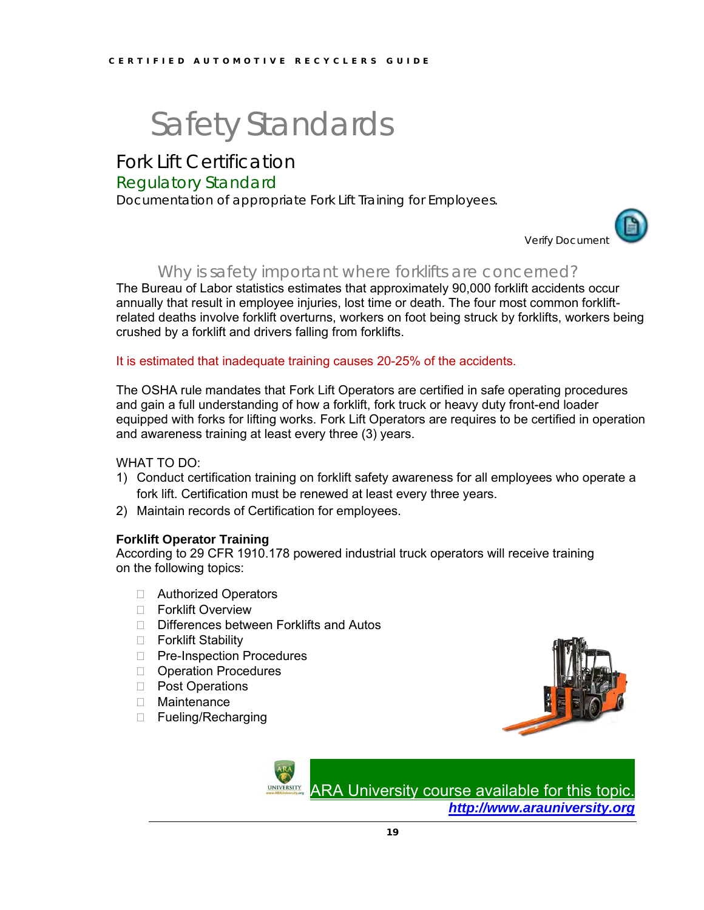# Safety Standards

## Fork Lift Certification

### Regulatory Standard

Documentation of appropriate Fork Lift Training for Employees.

Verify Document

### Why is safety important where forklifts are concerned?

The Bureau of Labor statistics estimates that approximately 90,000 forklift accidents occur annually that result in employee injuries, lost time or death. The four most common forklift-related deaths involve forklift overturns, workers on foot being struck by forklifts, workers being crushed by a forklift and drivers falling from forklifts.

It is estimated that inadequate training causes 20-25% of the accidents.

The OSHA rule mandates that Fork Lift Operators are certified in safe operating procedures and gain a full understanding of how a forklift, fork truck or heavy duty front-end loader equipped with forks for lifting works. Fork Lift Operators are requires to be certified in operation and awareness training at least every three (3) years.

WHAT TO DO:

1) Conduct certification training on forklift safety awareness for all employees who operate a fork lift. Certification must be renewed at least every three years.
2) Maintain records of Certification for employees.

**Forklift Operator Training**

According to 29 CFR 1910.178 powered industrial truck operators will receive training on the following topics:

- Authorized Operators
- Forklift Overview
- Differences between Forklifts and Autos
- Forklift Stability
- Pre-Inspection Procedures
- Operation Procedures
- Post Operations
- Maintenance
- Fueling/Recharging

ARA University course available for this topic.

***http://www.arauniversity.org***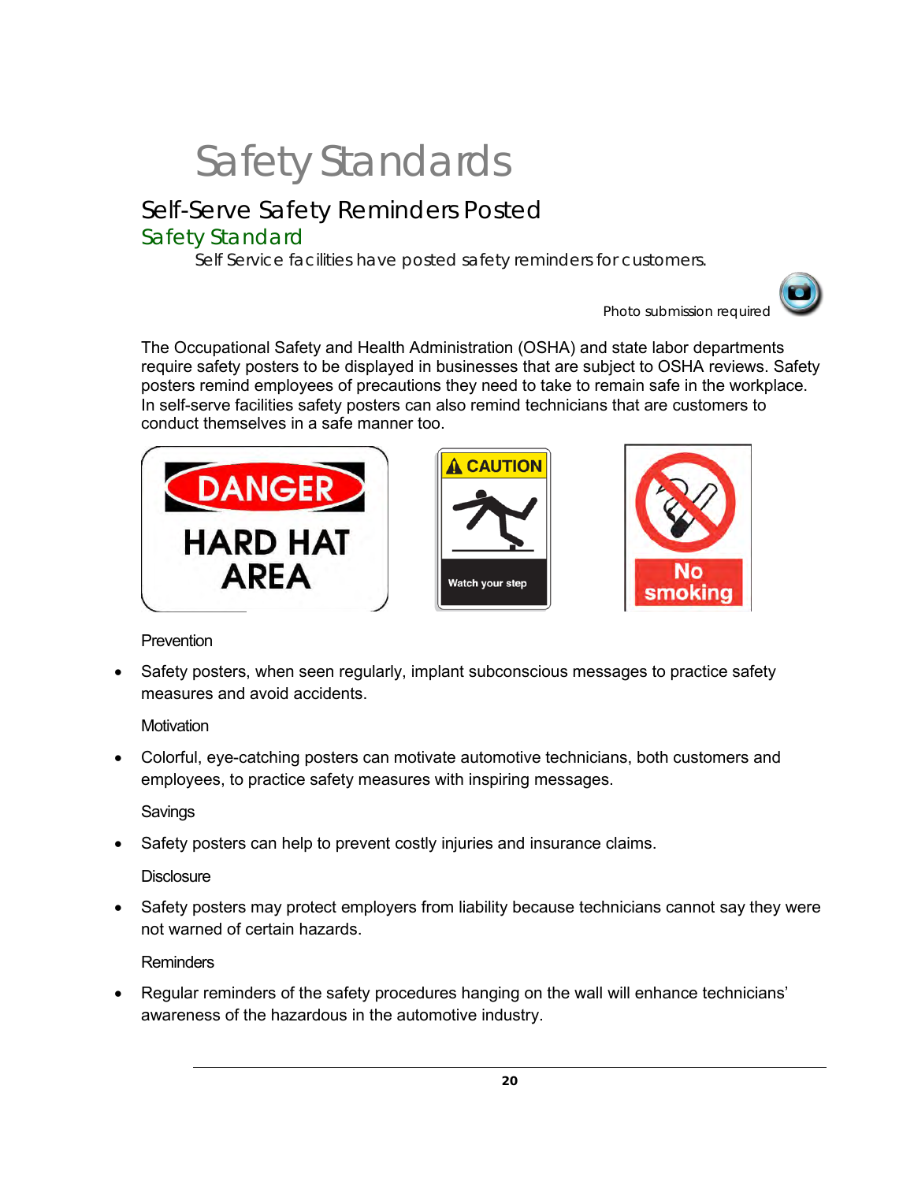# Safety Standards

## Self-Serve Safety Reminders Posted

### Safety Standard

Self Service facilities have posted safety reminders for customers.

Photo submission required

The Occupational Safety and Health Administration (OSHA) and state labor departments require safety posters to be displayed in businesses that are subject to OSHA reviews. Safety posters remind employees of precautions they need to take to remain safe in the workplace. In self-serve facilities safety posters can also remind technicians that are customers to conduct themselves in a safe manner too.

DANGER HARD HAT AREA

CAUTION Watch your step

No smoking

Prevention

- Safety posters, when seen regularly, implant subconscious messages to practice safety measures and avoid accidents.

Motivation

- Colorful, eye-catching posters can motivate automotive technicians, both customers and employees, to practice safety measures with inspiring messages.

Savings

- Safety posters can help to prevent costly injuries and insurance claims.

Disclosure

- Safety posters may protect employers from liability because technicians cannot say they were not warned of certain hazards.

Reminders

- Regular reminders of the safety procedures hanging on the wall will enhance technicians' awareness of the hazardous in the automotive industry.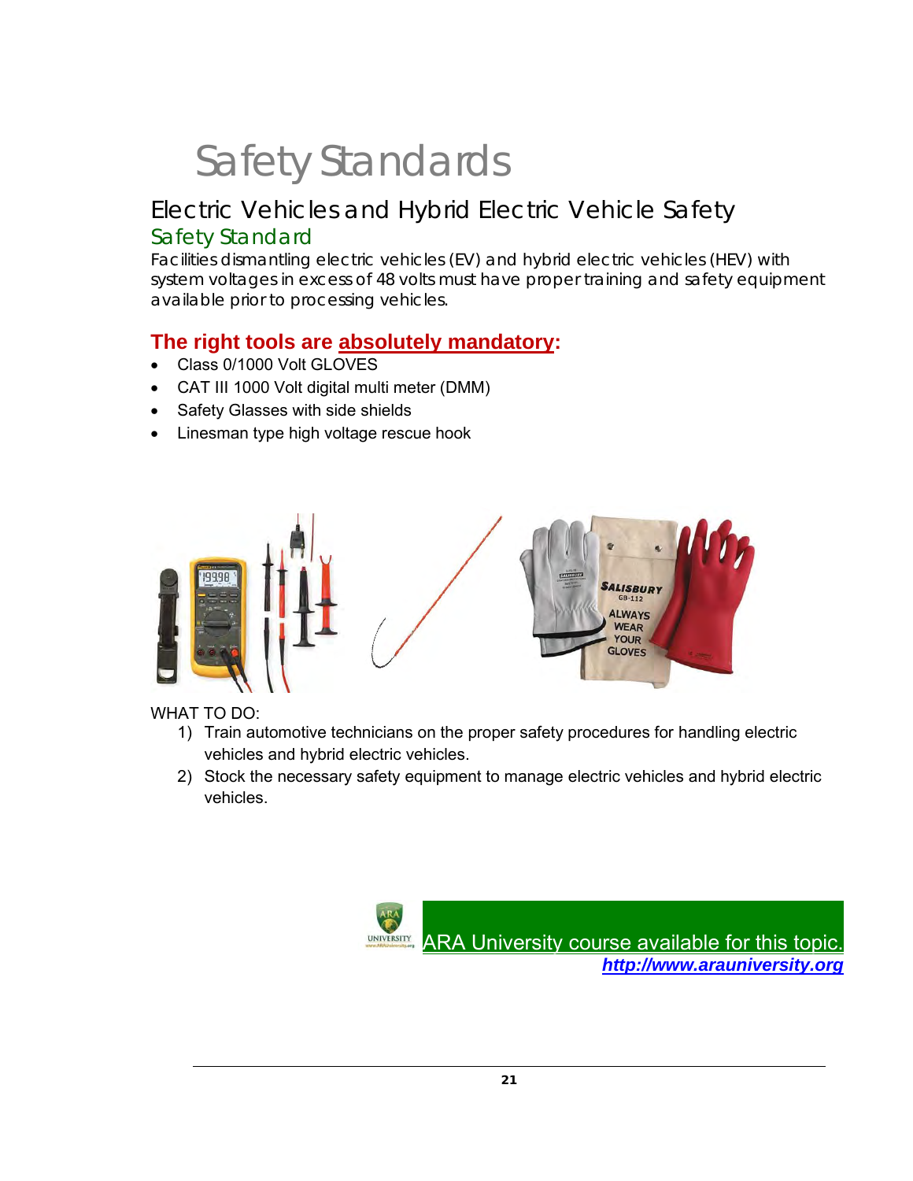# Safety Standards

## Electric Vehicles and Hybrid Electric Vehicle Safety

### Safety Standard

Facilities dismantling electric vehicles (EV) and hybrid electric vehicles (HEV) with system voltages in excess of 48 volts must have proper training and safety equipment available prior to processing vehicles.

**The right tools are absolutely mandatory:**

- Class 0/1000 Volt GLOVES
- CAT III 1000 Volt digital multi meter (DMM)
- Safety Glasses with side shields
- Linesman type high voltage rescue hook

WHAT TO DO:

1) Train automotive technicians on the proper safety procedures for handling electric vehicles and hybrid electric vehicles.
2) Stock the necessary safety equipment to manage electric vehicles and hybrid electric vehicles.

ARA University course available for this topic.
*http://www.arauniversity.org*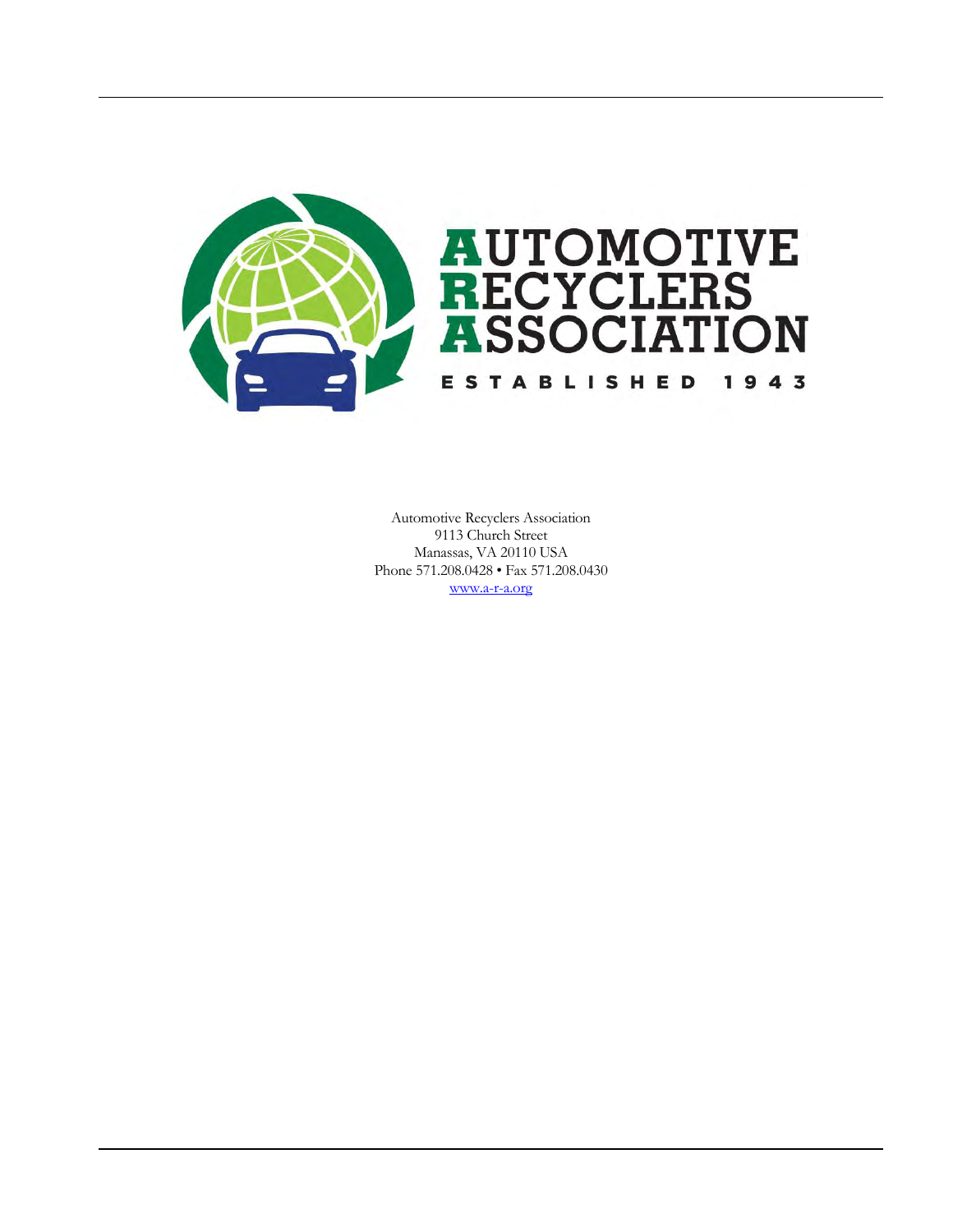Automotive Recyclers Association
9113 Church Street
Manassas, VA 20110 USA
Phone 571.208.0428 • Fax 571.208.0430
[www.a-r-a.org](http://www.a-r-a.org)